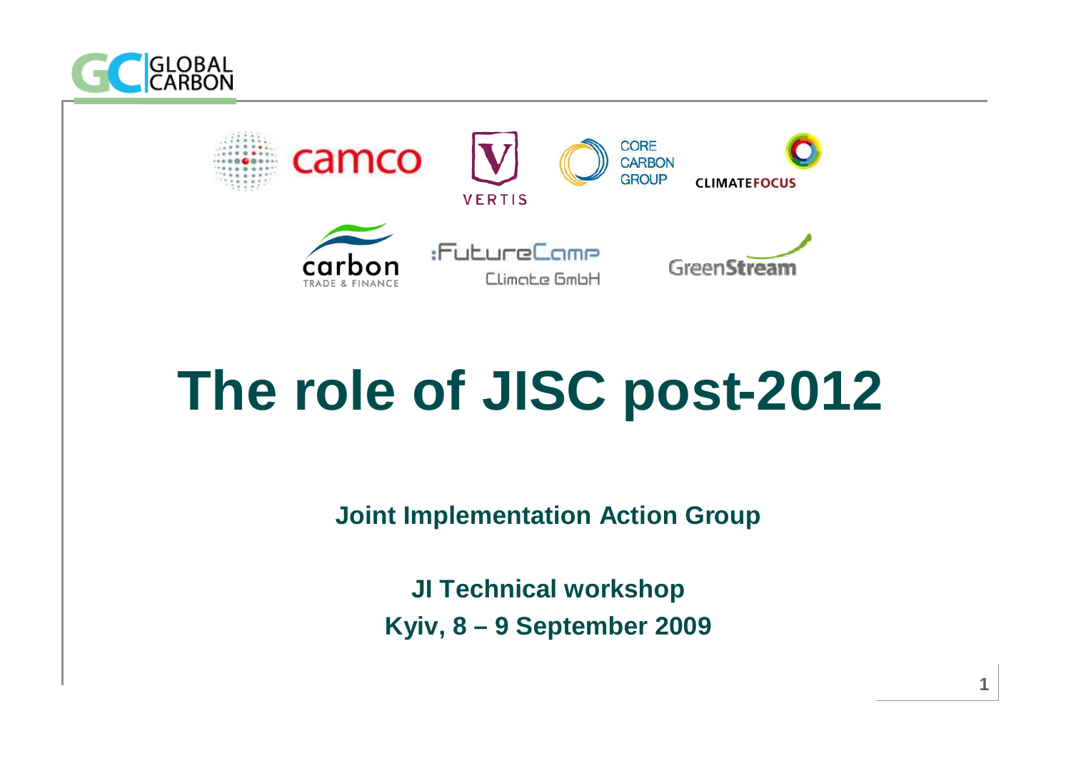# The role of JISC post-2012

**Joint Implementation Action Group**

**JI Technical workshop**
**Kyiv, 8 – 9 September 2009**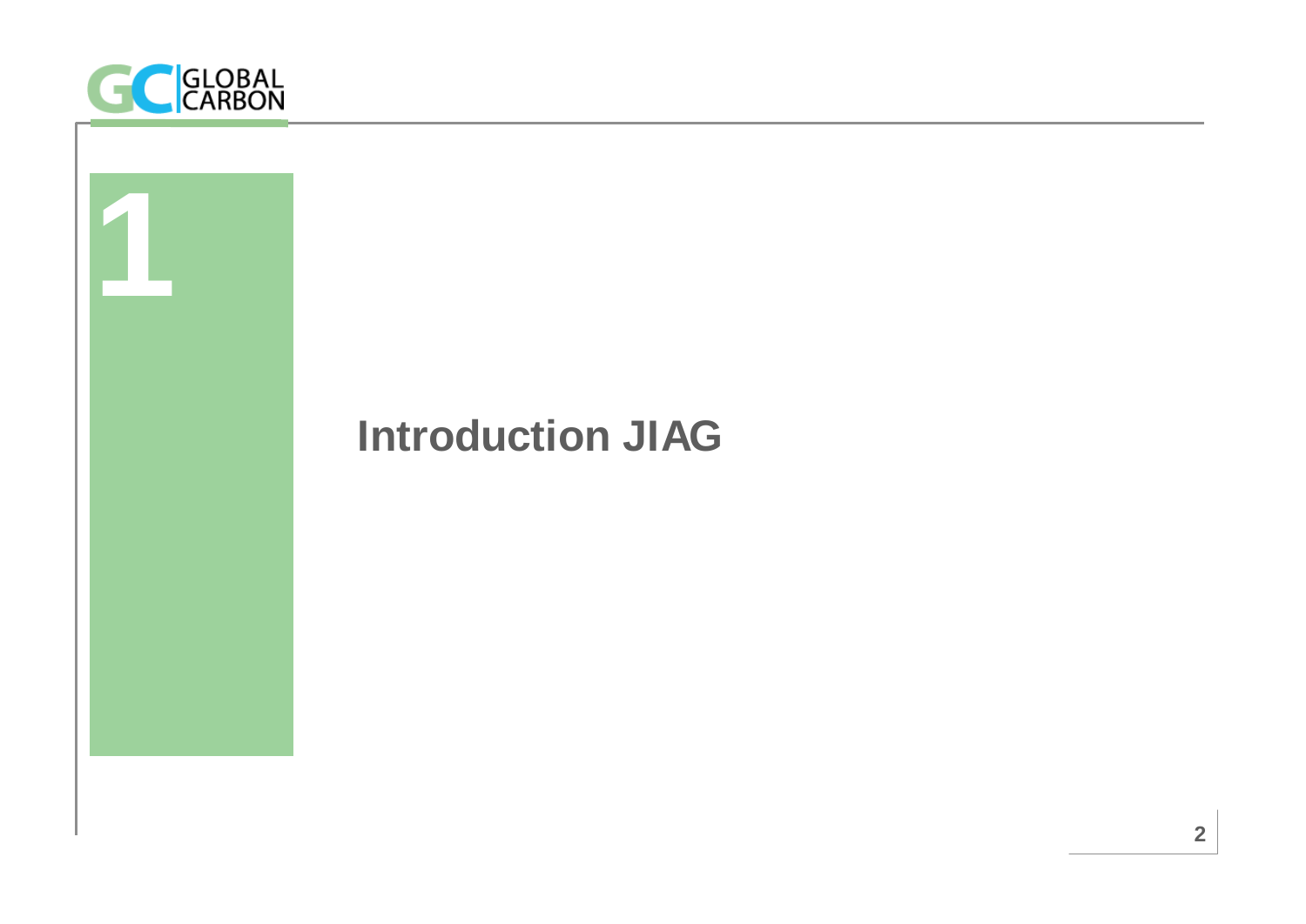# 1

## Introduction JIAG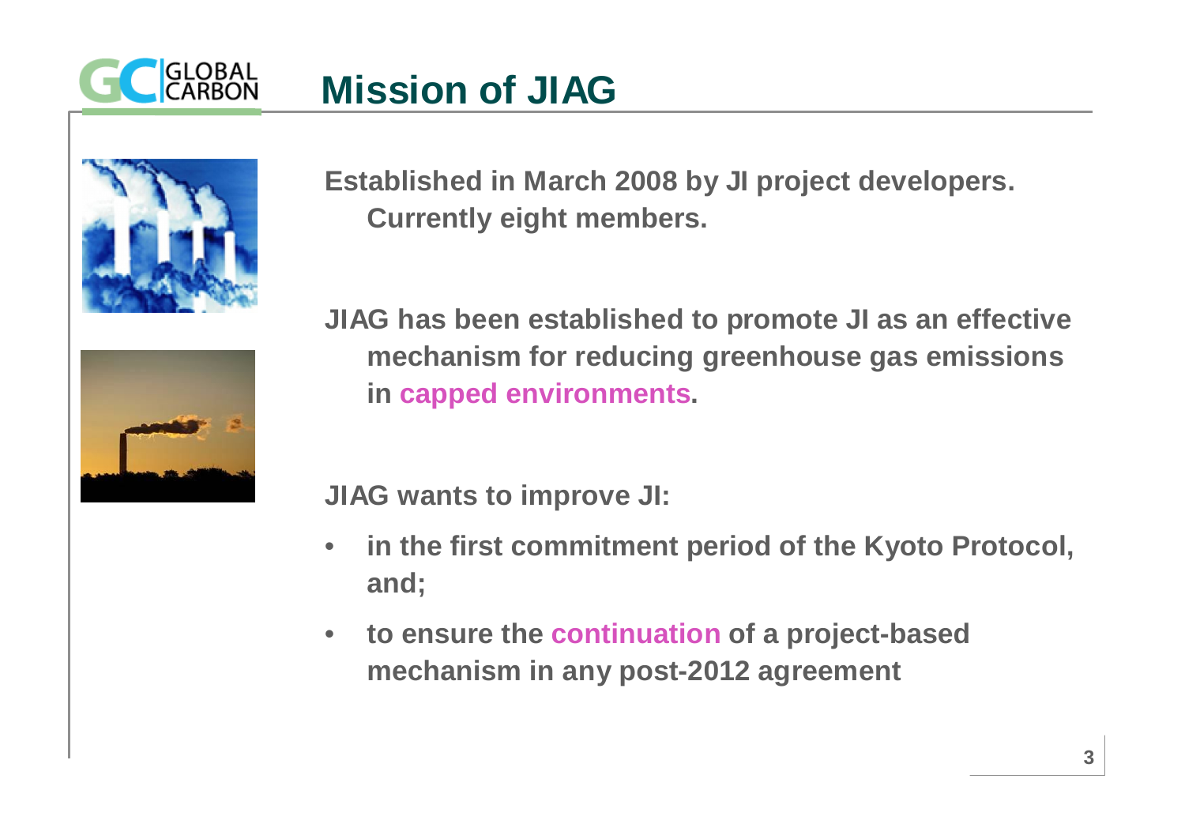# Mission of JIAG

**Established in March 2008 by JI project developers. Currently eight members.**

**JIAG has been established to promote JI as an effective mechanism for reducing greenhouse gas emissions in capped environments.**

**JIAG wants to improve JI:**

- **in the first commitment period of the Kyoto Protocol, and;**
- **to ensure the continuation of a project-based mechanism in any post-2012 agreement**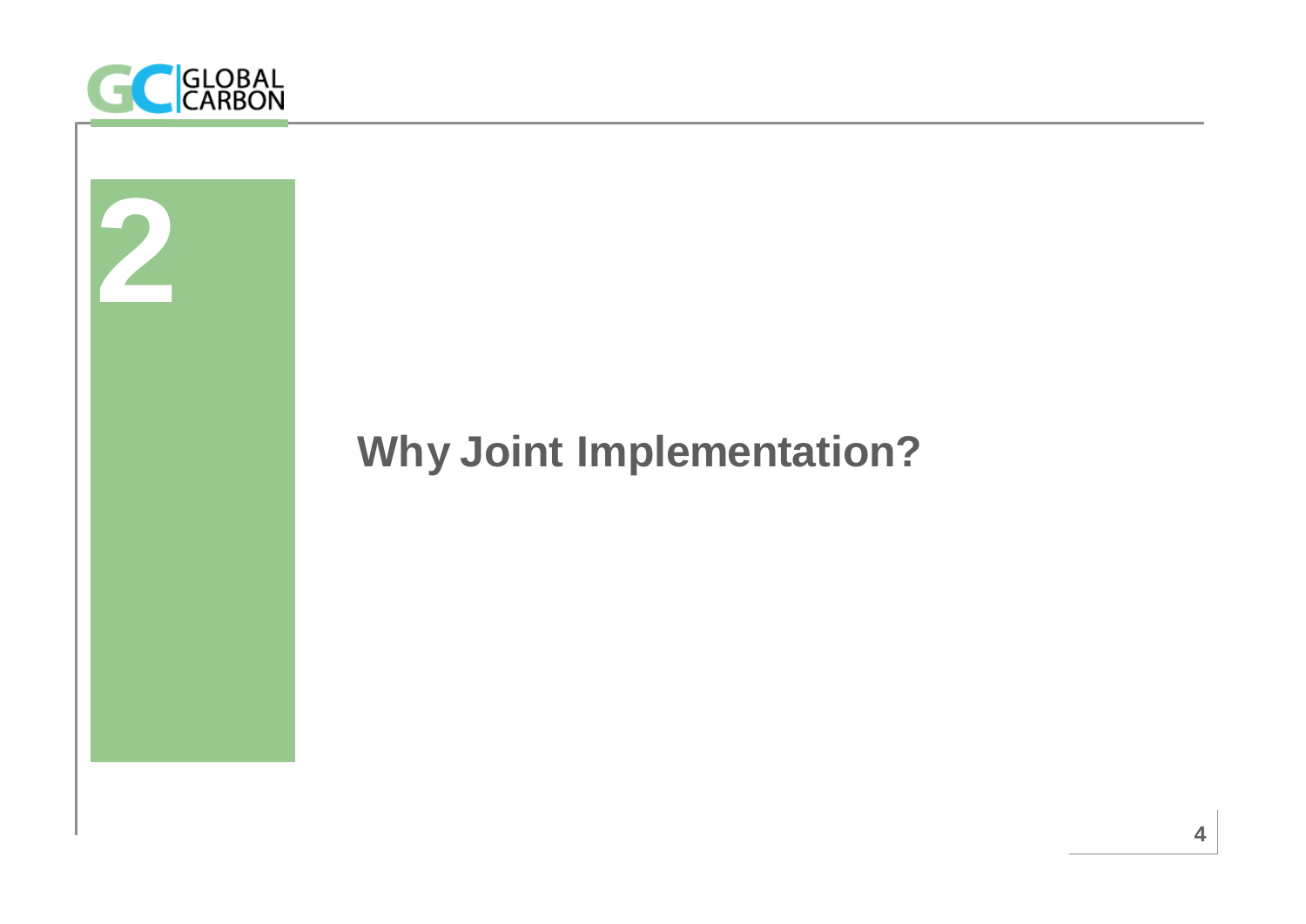# 2

## Why Joint Implementation?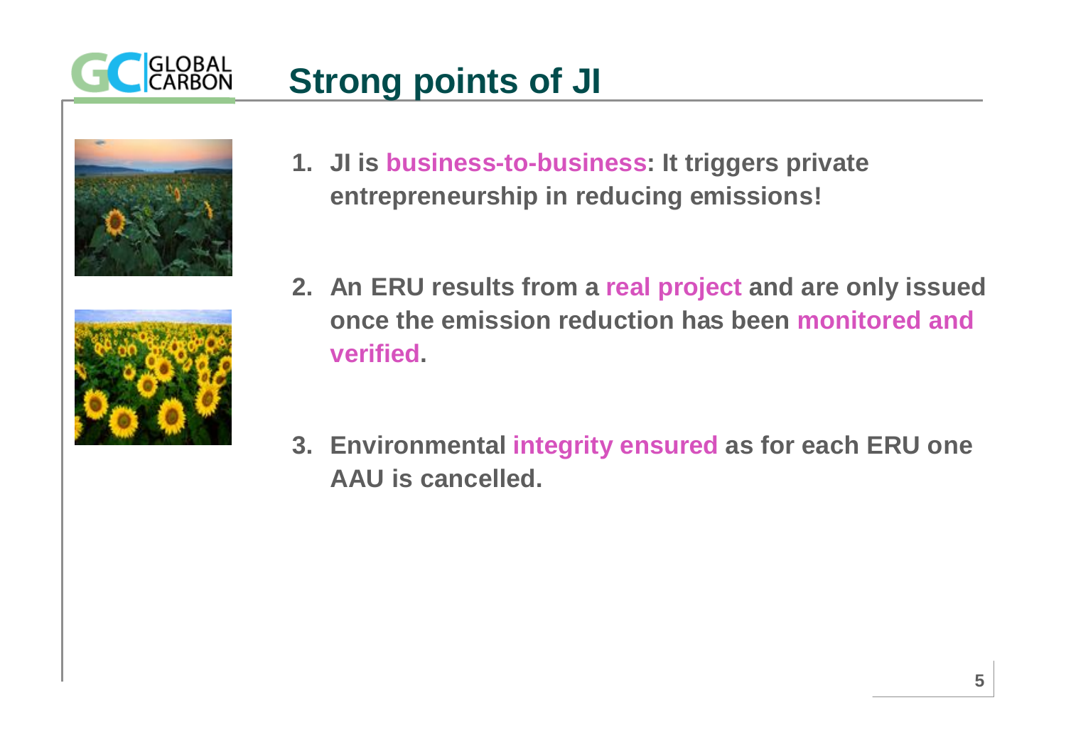# Strong points of JI

1. **JI is business-to-business: It triggers private entrepreneurship in reducing emissions!**

2. **An ERU results from a real project and are only issued once the emission reduction has been monitored and verified.**

3. **Environmental integrity ensured as for each ERU one AAU is cancelled.**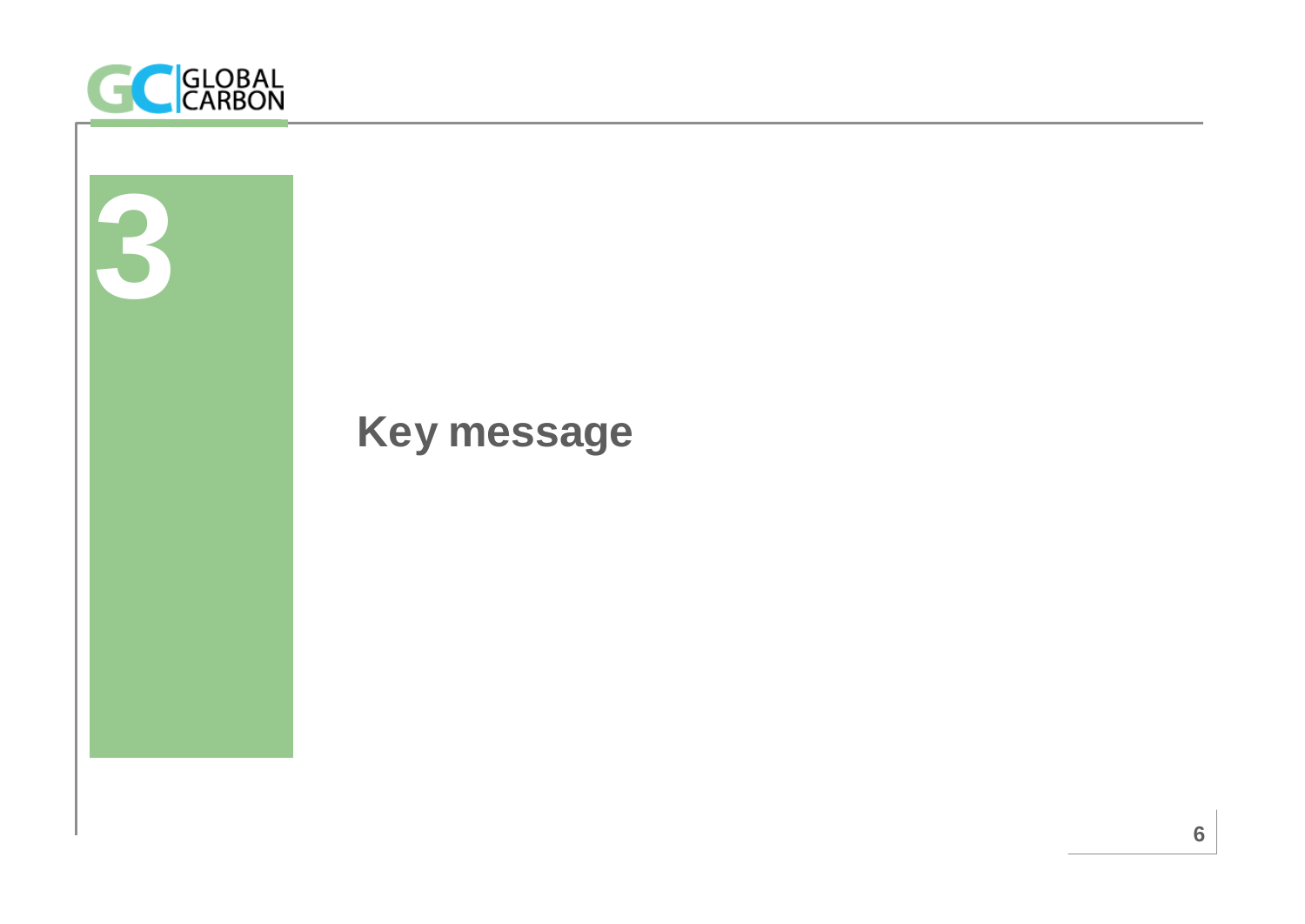# 3

## Key message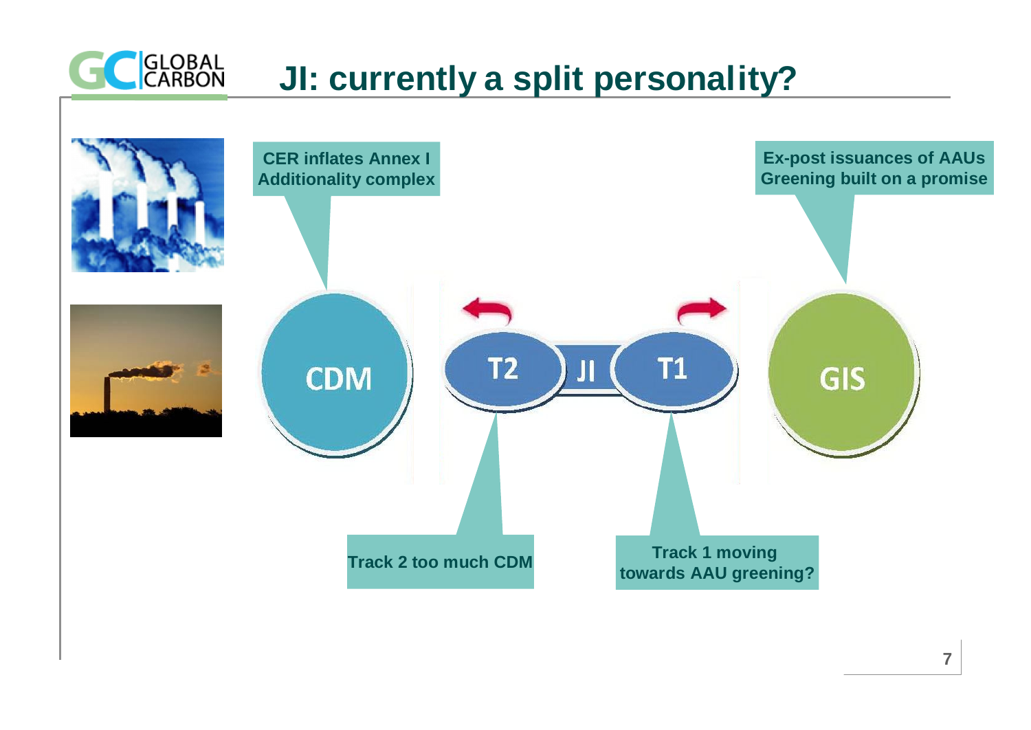# JI: currently a split personality?

CER inflates Annex I Additionality complex

Ex-post issuances of AAUs Greening built on a promise

CDM

T2

JI

T1

GIS

Track 2 too much CDM

Track 1 moving towards AAU greening?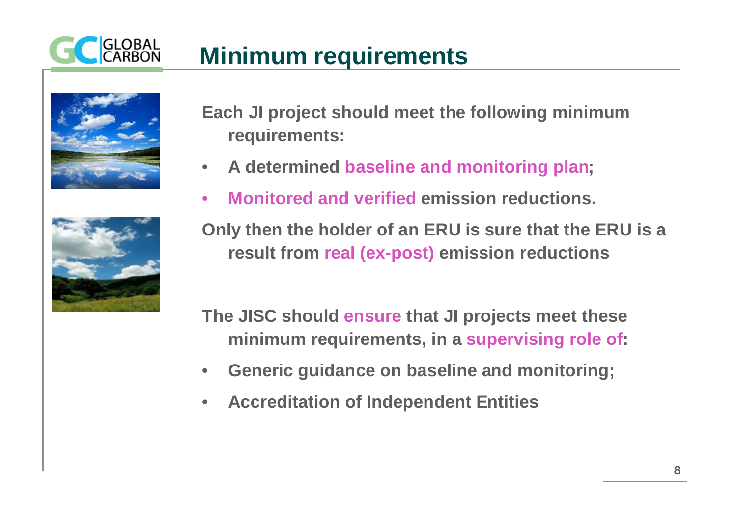# Minimum requirements

**Each JI project should meet the following minimum requirements:**

- **A determined baseline and monitoring plan;**
- **Monitored and verified emission reductions.**

**Only then the holder of an ERU is sure that the ERU is a result from real (ex-post) emission reductions**

**The JISC should ensure that JI projects meet these minimum requirements, in a supervising role of:**

- **Generic guidance on baseline and monitoring;**
- **Accreditation of Independent Entities**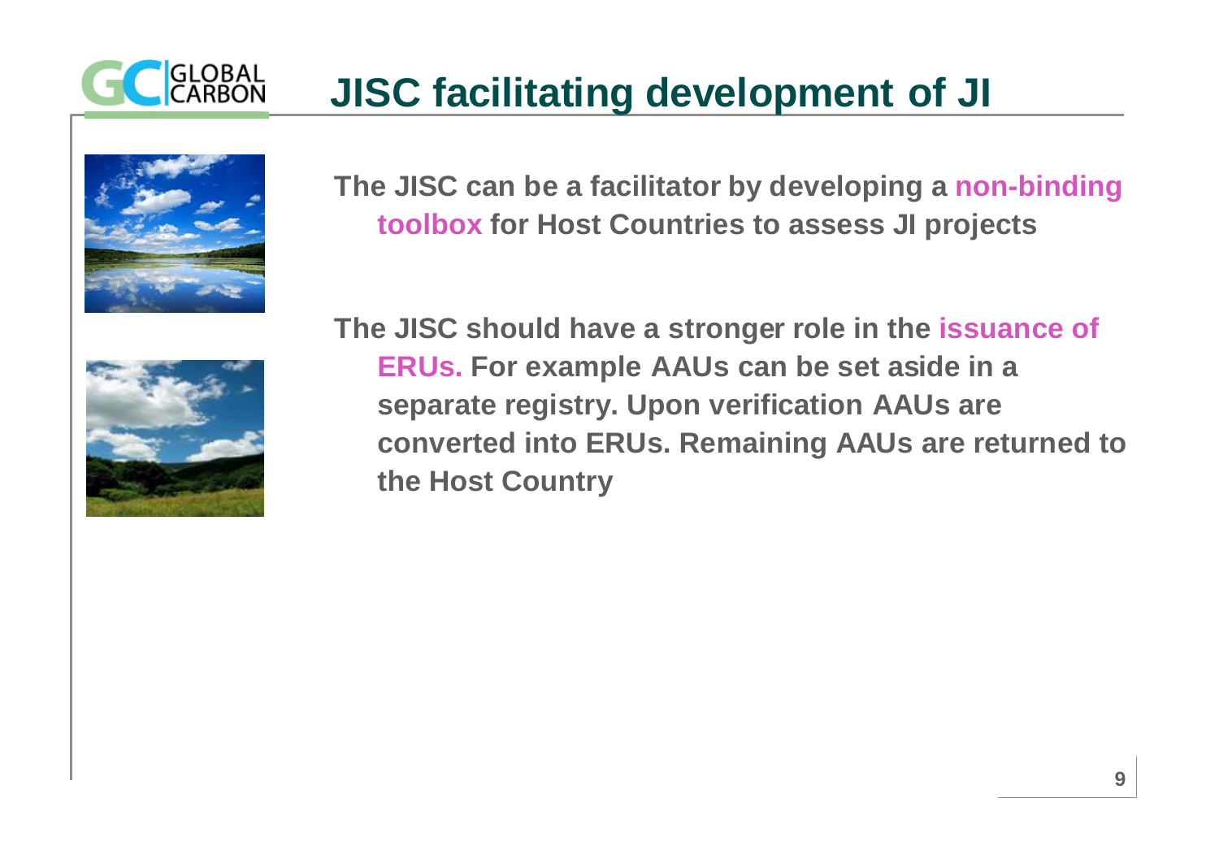# JISC facilitating development of JI

- The JISC can be a facilitator by developing a **non-binding toolbox** for Host Countries to assess JI projects

- The JISC should have a stronger role in the **issuance of ERUs.** For example AAUs can be set aside in a separate registry. Upon verification AAUs are converted into ERUs. Remaining AAUs are returned to the Host Country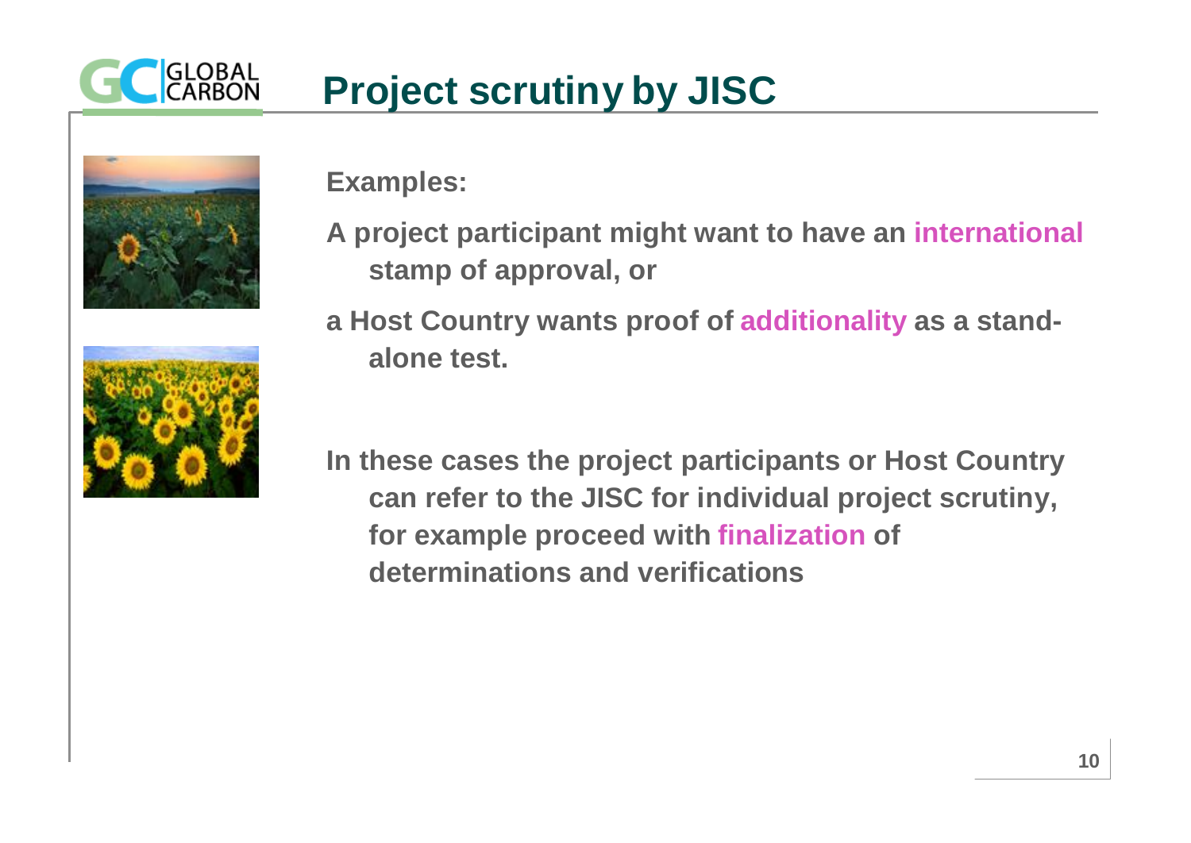# Project scrutiny by JISC

**Examples:**

**A project participant might want to have an international stamp of approval, or**

**a Host Country wants proof of additionality as a stand-alone test.**

**In these cases the project participants or Host Country can refer to the JISC for individual project scrutiny, for example proceed with finalization of determinations and verifications**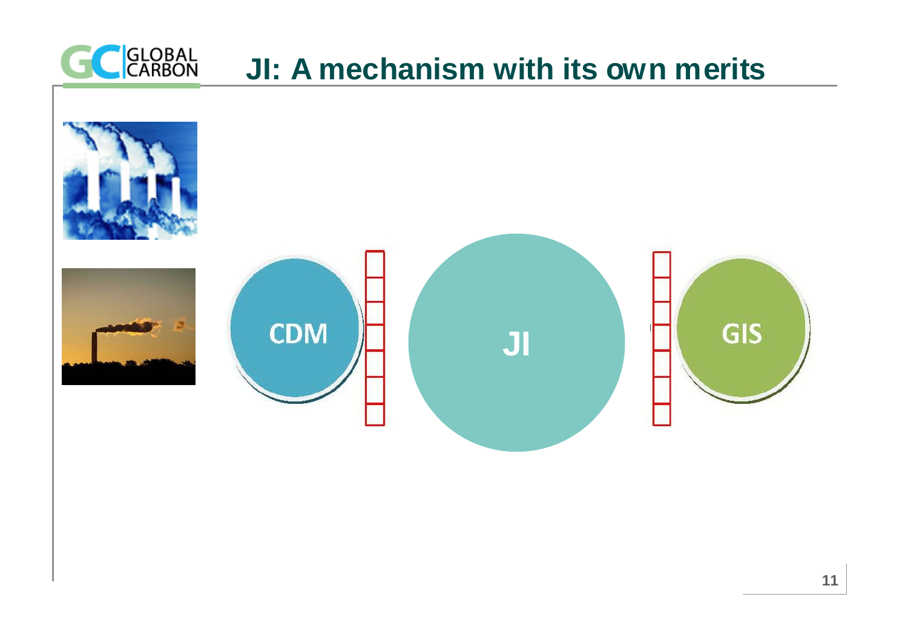# JI: A mechanism with its own merits

CDM

JI

GIS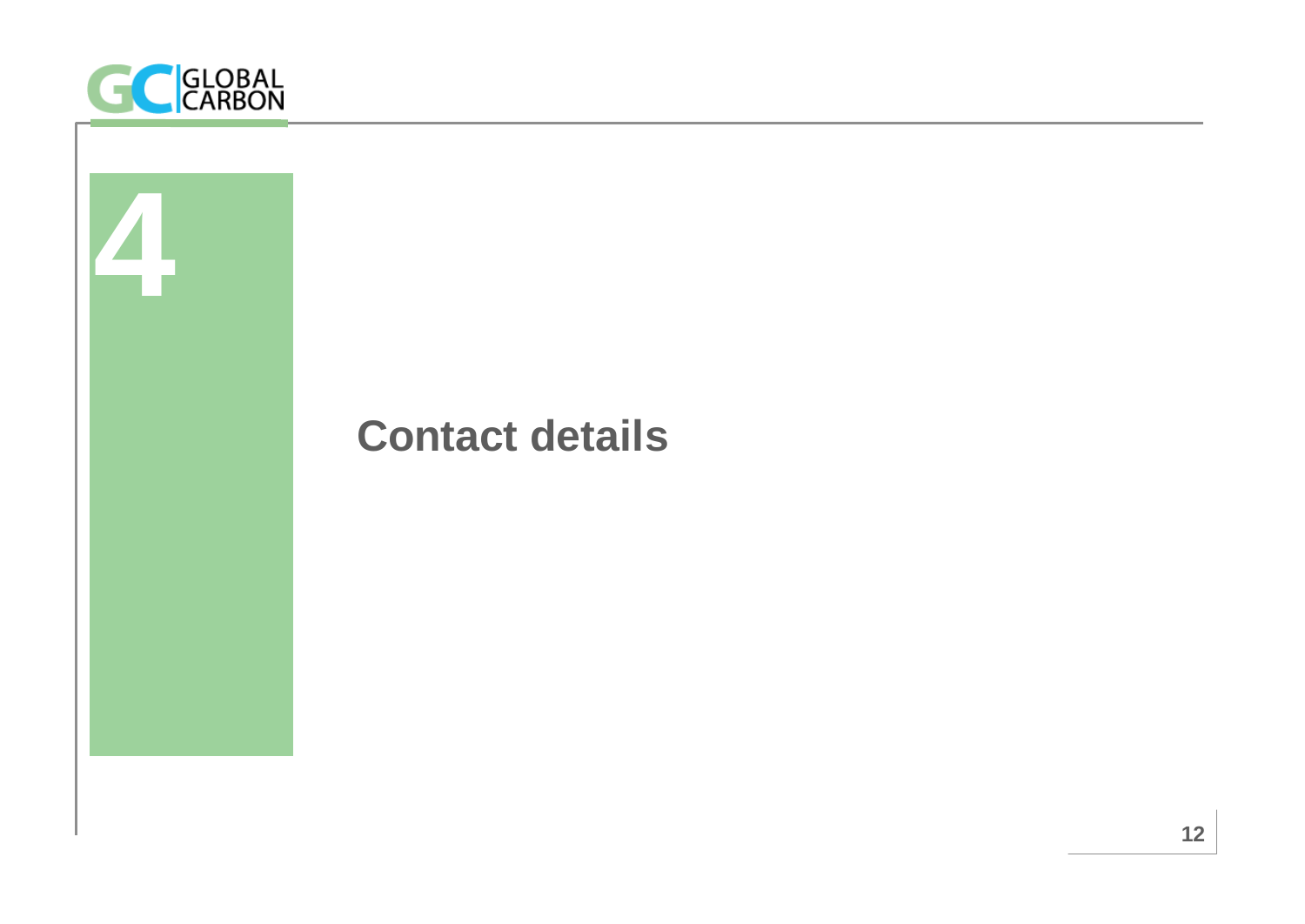# 4

## Contact details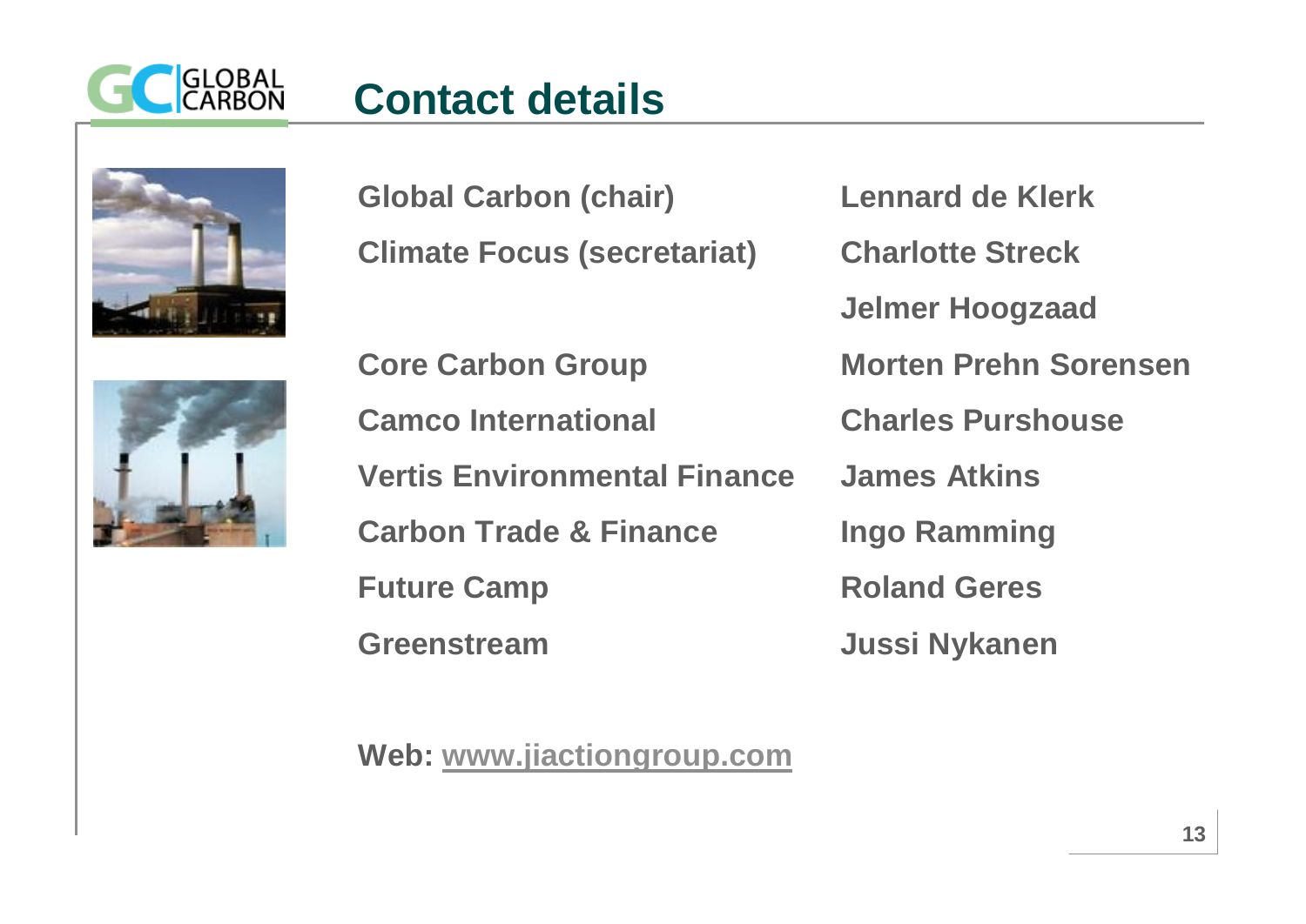# Contact details

| | |
|---|---|
| **Global Carbon (chair)** | **Lennard de Klerk** |
| **Climate Focus (secretariat)** | **Charlotte Streck** |
| | **Jelmer Hoogzaad** |
| **Core Carbon Group** | **Morten Prehn Sorensen** |
| **Camco International** | **Charles Purshouse** |
| **Vertis Environmental Finance** | **James Atkins** |
| **Carbon Trade & Finance** | **Ingo Ramming** |
| **Future Camp** | **Roland Geres** |
| **Greenstream** | **Jussi Nykanen** |

**Web: www.jiactiongroup.com**